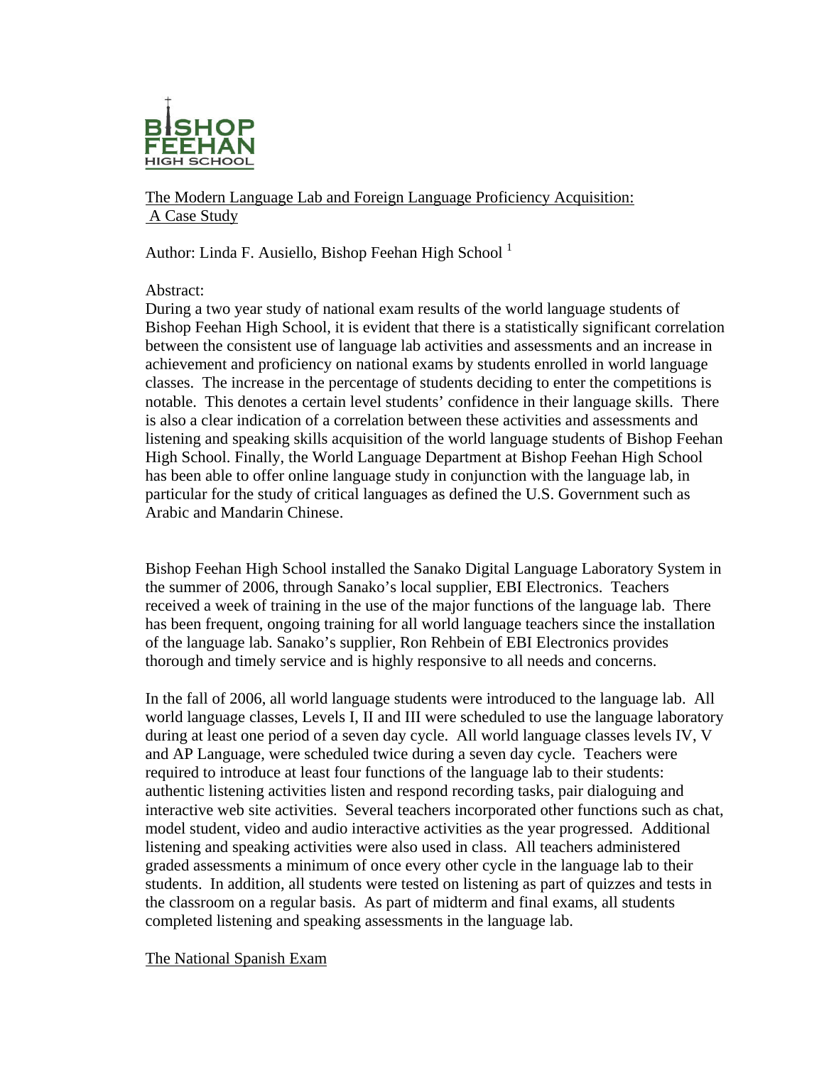BISHOP FEEHAN HIGH SCHOOL

The Modern Language Lab and Foreign Language Proficiency Acquisition: A Case Study

Author: Linda F. Ausiello, Bishop Feehan High School [1]

Abstract:

During a two year study of national exam results of the world language students of Bishop Feehan High School, it is evident that there is a statistically significant correlation between the consistent use of language lab activities and assessments and an increase in achievement and proficiency on national exams by students enrolled in world language classes. The increase in the percentage of students deciding to enter the competitions is notable. This denotes a certain level students' confidence in their language skills. There is also a clear indication of a correlation between these activities and assessments and listening and speaking skills acquisition of the world language students of Bishop Feehan High School. Finally, the World Language Department at Bishop Feehan High School has been able to offer online language study in conjunction with the language lab, in particular for the study of critical languages as defined the U.S. Government such as Arabic and Mandarin Chinese.

Bishop Feehan High School installed the Sanako Digital Language Laboratory System in the summer of 2006, through Sanako's local supplier, EBI Electronics. Teachers received a week of training in the use of the major functions of the language lab. There has been frequent, ongoing training for all world language teachers since the installation of the language lab. Sanako's supplier, Ron Rehbein of EBI Electronics provides thorough and timely service and is highly responsive to all needs and concerns.

In the fall of 2006, all world language students were introduced to the language lab. All world language classes, Levels I, II and III were scheduled to use the language laboratory during at least one period of a seven day cycle. All world language classes levels IV, V and AP Language, were scheduled twice during a seven day cycle. Teachers were required to introduce at least four functions of the language lab to their students: authentic listening activities listen and respond recording tasks, pair dialoguing and interactive web site activities. Several teachers incorporated other functions such as chat, model student, video and audio interactive activities as the year progressed. Additional listening and speaking activities were also used in class. All teachers administered graded assessments a minimum of once every other cycle in the language lab to their students. In addition, all students were tested on listening as part of quizzes and tests in the classroom on a regular basis. As part of midterm and final exams, all students completed listening and speaking assessments in the language lab.

## The National Spanish Exam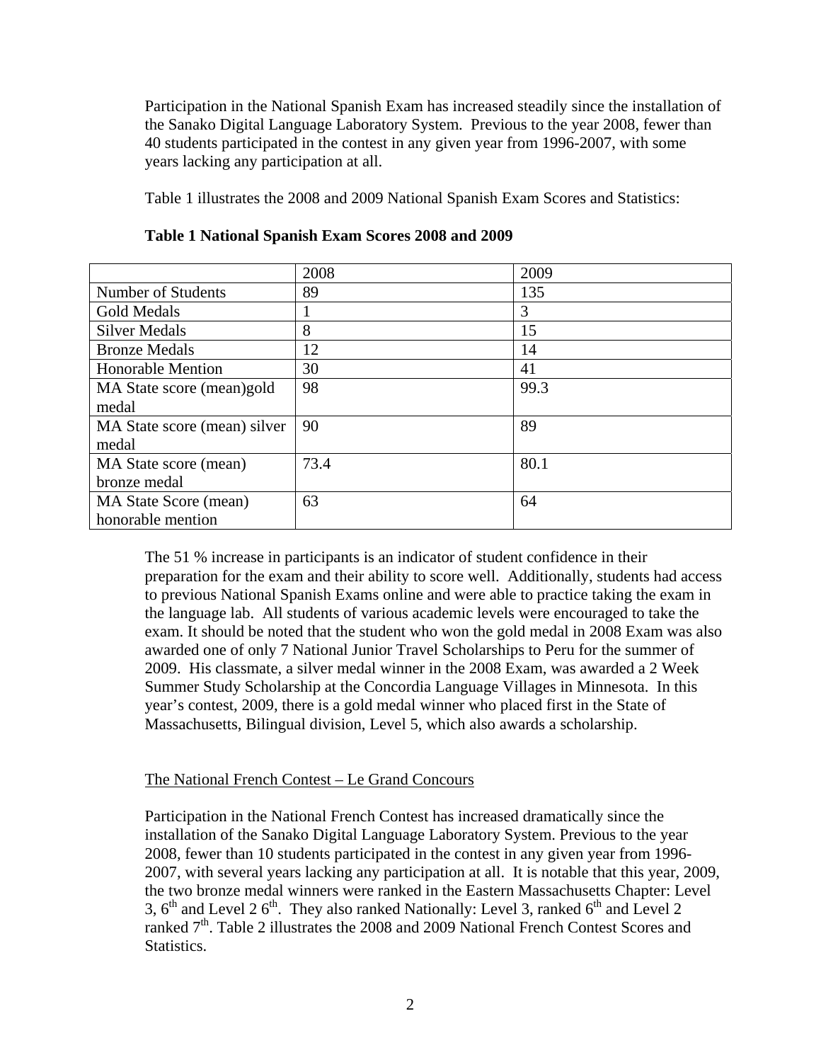Participation in the National Spanish Exam has increased steadily since the installation of the Sanako Digital Language Laboratory System. Previous to the year 2008, fewer than 40 students participated in the contest in any given year from 1996-2007, with some years lacking any participation at all.

Table 1 illustrates the 2008 and 2009 National Spanish Exam Scores and Statistics:

**Table 1 National Spanish Exam Scores 2008 and 2009**

| | 2008 | 2009 |
|---|---|---|
| Number of Students | 89 | 135 |
| Gold Medals | 1 | 3 |
| Silver Medals | 8 | 15 |
| Bronze Medals | 12 | 14 |
| Honorable Mention | 30 | 41 |
| MA State score (mean)gold medal | 98 | 99.3 |
| MA State score (mean) silver medal | 90 | 89 |
| MA State score (mean) bronze medal | 73.4 | 80.1 |
| MA State Score (mean) honorable mention | 63 | 64 |

The 51 % increase in participants is an indicator of student confidence in their preparation for the exam and their ability to score well. Additionally, students had access to previous National Spanish Exams online and were able to practice taking the exam in the language lab. All students of various academic levels were encouraged to take the exam. It should be noted that the student who won the gold medal in 2008 Exam was also awarded one of only 7 National Junior Travel Scholarships to Peru for the summer of 2009. His classmate, a silver medal winner in the 2008 Exam, was awarded a 2 Week Summer Study Scholarship at the Concordia Language Villages in Minnesota. In this year's contest, 2009, there is a gold medal winner who placed first in the State of Massachusetts, Bilingual division, Level 5, which also awards a scholarship.

## The National French Contest – Le Grand Concours

Participation in the National French Contest has increased dramatically since the installation of the Sanako Digital Language Laboratory System. Previous to the year 2008, fewer than 10 students participated in the contest in any given year from 1996-2007, with several years lacking any participation at all. It is notable that this year, 2009, the two bronze medal winners were ranked in the Eastern Massachusetts Chapter: Level 3, 6th and Level 2 6th. They also ranked Nationally: Level 3, ranked 6th and Level 2 ranked 7th. Table 2 illustrates the 2008 and 2009 National French Contest Scores and Statistics.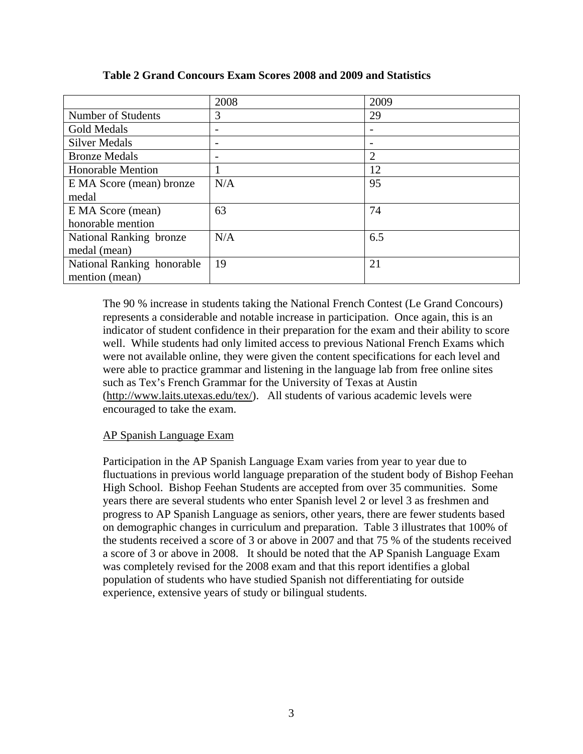**Table 2 Grand Concours Exam Scores 2008 and 2009 and Statistics**

| | 2008 | 2009 |
|---|---|---|
| Number of Students | 3 | 29 |
| Gold Medals | - | - |
| Silver Medals | - | - |
| Bronze Medals | - | 2 |
| Honorable Mention | 1 | 12 |
| E MA Score (mean) bronze medal | N/A | 95 |
| E MA Score (mean) honorable mention | 63 | 74 |
| National Ranking bronze medal (mean) | N/A | 6.5 |
| National Ranking honorable mention (mean) | 19 | 21 |

The 90 % increase in students taking the National French Contest (Le Grand Concours) represents a considerable and notable increase in participation. Once again, this is an indicator of student confidence in their preparation for the exam and their ability to score well. While students had only limited access to previous National French Exams which were not available online, they were given the content specifications for each level and were able to practice grammar and listening in the language lab from free online sites such as Tex's French Grammar for the University of Texas at Austin (http://www.laits.utexas.edu/tex/). All students of various academic levels were encouraged to take the exam.

<u>AP Spanish Language Exam</u>

Participation in the AP Spanish Language Exam varies from year to year due to fluctuations in previous world language preparation of the student body of Bishop Feehan High School. Bishop Feehan Students are accepted from over 35 communities. Some years there are several students who enter Spanish level 2 or level 3 as freshmen and progress to AP Spanish Language as seniors, other years, there are fewer students based on demographic changes in curriculum and preparation. Table 3 illustrates that 100% of the students received a score of 3 or above in 2007 and that 75 % of the students received a score of 3 or above in 2008. It should be noted that the AP Spanish Language Exam was completely revised for the 2008 exam and that this report identifies a global population of students who have studied Spanish not differentiating for outside experience, extensive years of study or bilingual students.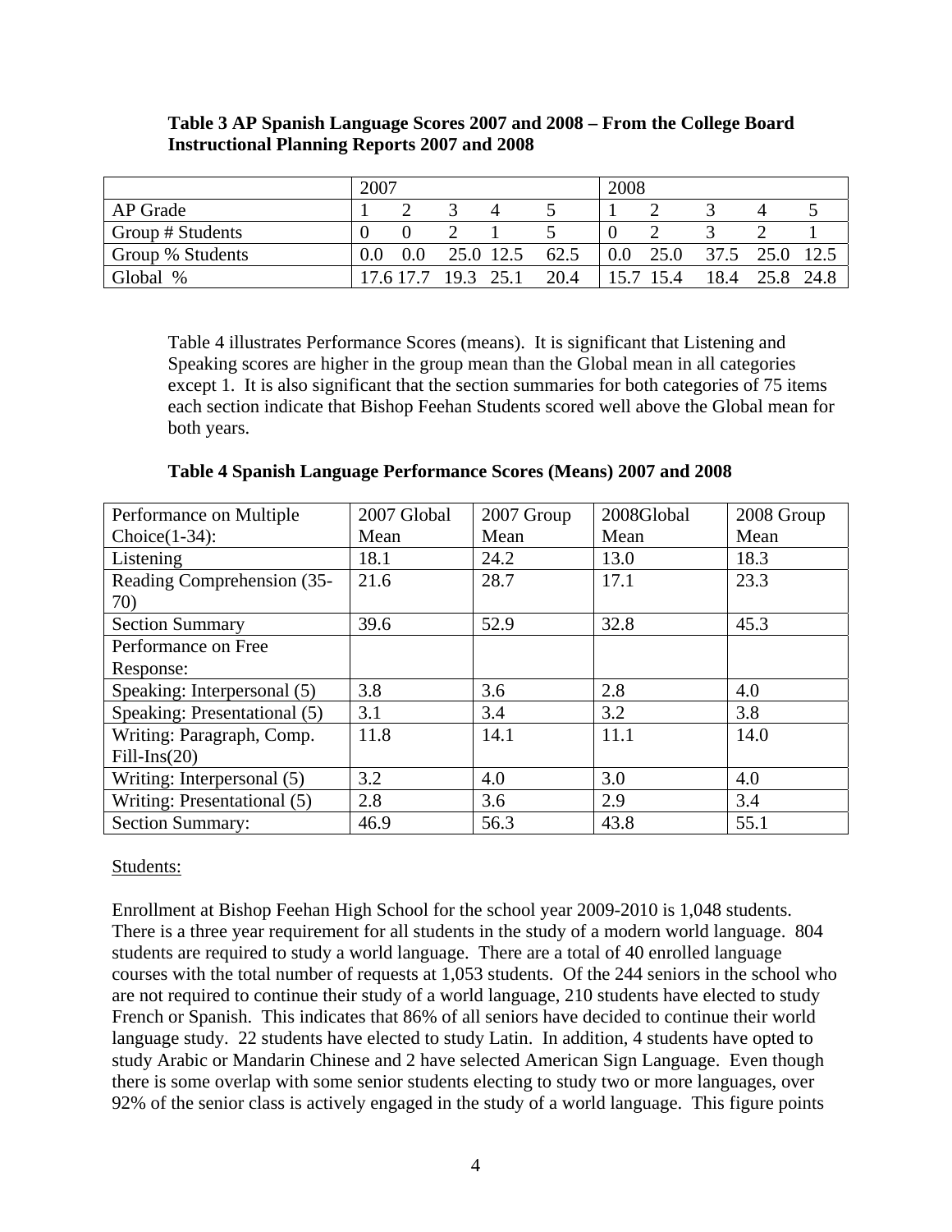**Table 3 AP Spanish Language Scores 2007 and 2008 – From the College Board Instructional Planning Reports 2007 and 2008**

| | 2007 | | | | | 2008 | | | | |
|---|---|---|---|---|---|---|---|---|---|---|
| AP Grade | 1 | 2 | 3 | 4 | 5 | 1 | 2 | 3 | 4 | 5 |
| Group # Students | 0 | 0 | 2 | 1 | 5 | 0 | 2 | 3 | 2 | 1 |
| Group % Students | 0.0 | 0.0 | 25.0 | 12.5 | 62.5 | 0.0 | 25.0 | 37.5 | 25.0 | 12.5 |
| Global % | 17.6 | 17.7 | 19.3 | 25.1 | 20.4 | 15.7 | 15.4 | 18.4 | 25.8 | 24.8 |

Table 4 illustrates Performance Scores (means). It is significant that Listening and Speaking scores are higher in the group mean than the Global mean in all categories except 1. It is also significant that the section summaries for both categories of 75 items each section indicate that Bishop Feehan Students scored well above the Global mean for both years.

**Table 4 Spanish Language Performance Scores (Means) 2007 and 2008**

| Performance on Multiple Choice(1-34): | 2007 Global Mean | 2007 Group Mean | 2008Global Mean | 2008 Group Mean |
|---|---|---|---|---|
| Listening | 18.1 | 24.2 | 13.0 | 18.3 |
| Reading Comprehension (35-70) | 21.6 | 28.7 | 17.1 | 23.3 |
| Section Summary | 39.6 | 52.9 | 32.8 | 45.3 |
| Performance on Free Response: | | | | |
| Speaking: Interpersonal (5) | 3.8 | 3.6 | 2.8 | 4.0 |
| Speaking: Presentational (5) | 3.1 | 3.4 | 3.2 | 3.8 |
| Writing: Paragraph, Comp. Fill-Ins(20) | 11.8 | 14.1 | 11.1 | 14.0 |
| Writing: Interpersonal (5) | 3.2 | 4.0 | 3.0 | 4.0 |
| Writing: Presentational (5) | 2.8 | 3.6 | 2.9 | 3.4 |
| Section Summary: | 46.9 | 56.3 | 43.8 | 55.1 |

<u>Students:</u>

Enrollment at Bishop Feehan High School for the school year 2009-2010 is 1,048 students. There is a three year requirement for all students in the study of a modern world language. 804 students are required to study a world language. There are a total of 40 enrolled language courses with the total number of requests at 1,053 students. Of the 244 seniors in the school who are not required to continue their study of a world language, 210 students have elected to study French or Spanish. This indicates that 86% of all seniors have decided to continue their world language study. 22 students have elected to study Latin. In addition, 4 students have opted to study Arabic or Mandarin Chinese and 2 have selected American Sign Language. Even though there is some overlap with some senior students electing to study two or more languages, over 92% of the senior class is actively engaged in the study of a world language. This figure points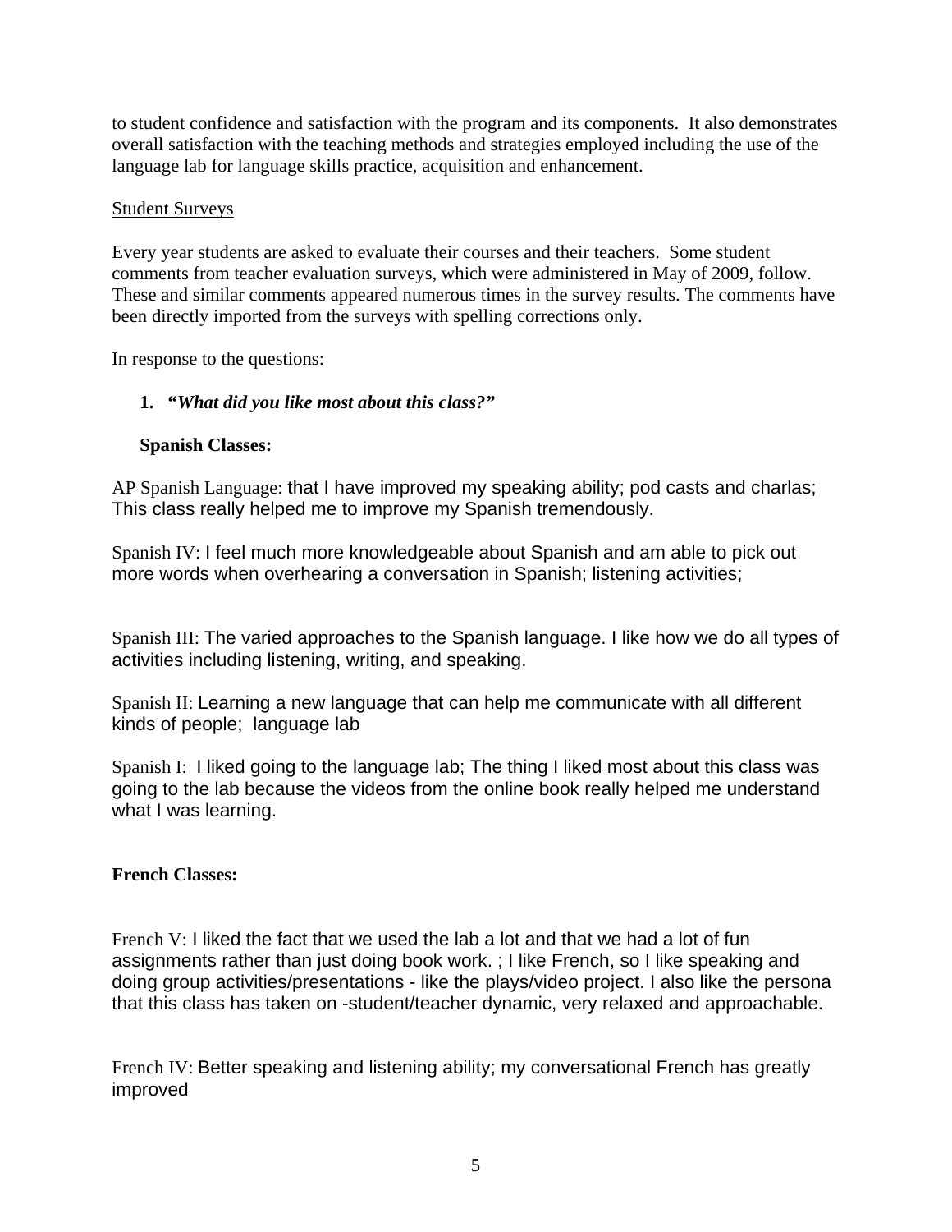to student confidence and satisfaction with the program and its components. It also demonstrates overall satisfaction with the teaching methods and strategies employed including the use of the language lab for language skills practice, acquisition and enhancement.

<u>Student Surveys</u>

Every year students are asked to evaluate their courses and their teachers. Some student comments from teacher evaluation surveys, which were administered in May of 2009, follow. These and similar comments appeared numerous times in the survey results. The comments have been directly imported from the surveys with spelling corrections only.

In response to the questions:

1. ***"What did you like most about this class?"***

   **Spanish Classes:**

AP Spanish Language: that I have improved my speaking ability; pod casts and charlas; This class really helped me to improve my Spanish tremendously.

Spanish IV: I feel much more knowledgeable about Spanish and am able to pick out more words when overhearing a conversation in Spanish; listening activities;

Spanish III: The varied approaches to the Spanish language. I like how we do all types of activities including listening, writing, and speaking.

Spanish II: Learning a new language that can help me communicate with all different kinds of people; language lab

Spanish I: I liked going to the language lab; The thing I liked most about this class was going to the lab because the videos from the online book really helped me understand what I was learning.

**French Classes:**

French V: I liked the fact that we used the lab a lot and that we had a lot of fun assignments rather than just doing book work. ; I like French, so I like speaking and doing group activities/presentations - like the plays/video project. I also like the persona that this class has taken on -student/teacher dynamic, very relaxed and approachable.

French IV: Better speaking and listening ability; my conversational French has greatly improved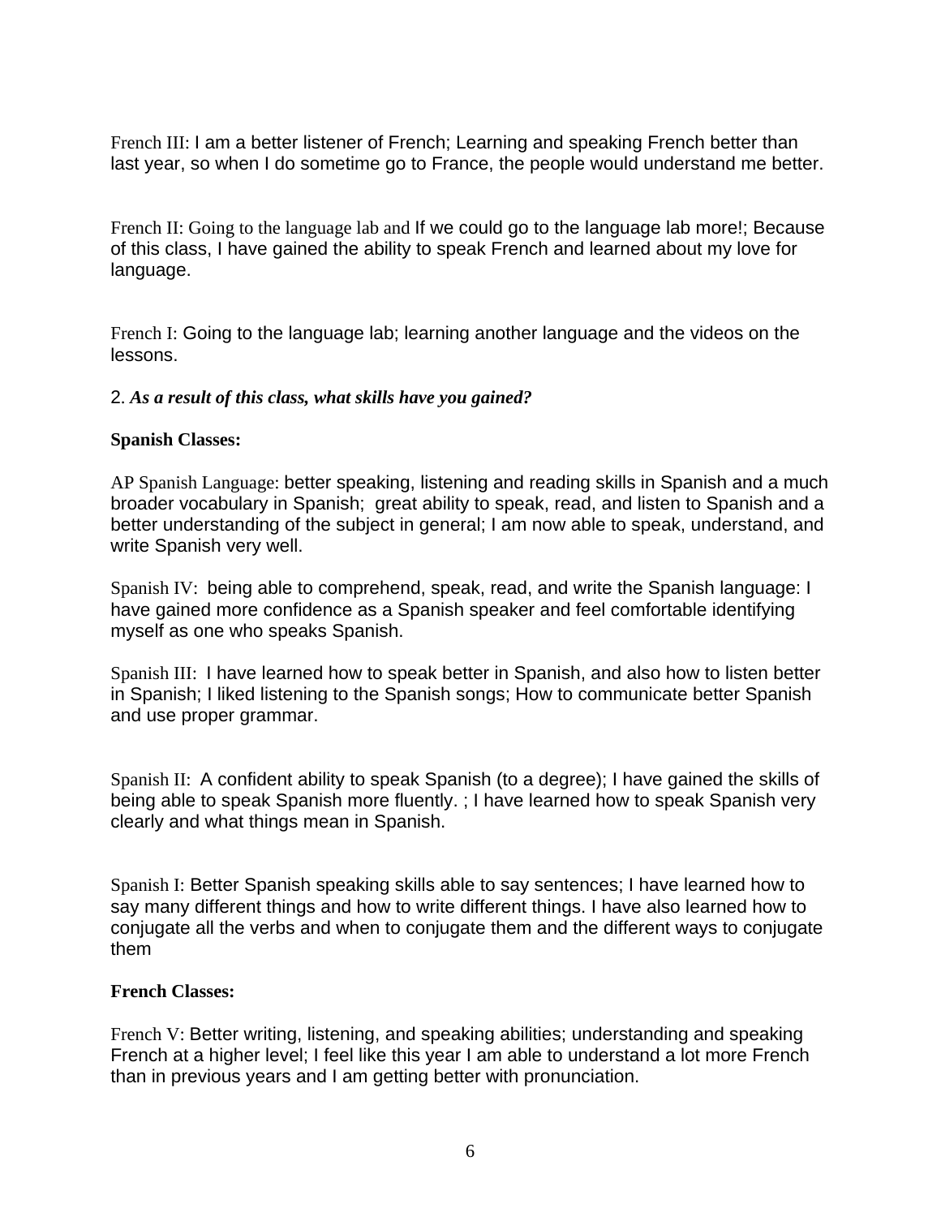French III: I am a better listener of French; Learning and speaking French better than last year, so when I do sometime go to France, the people would understand me better.

French II: Going to the language lab and If we could go to the language lab more!; Because of this class, I have gained the ability to speak French and learned about my love for language.

French I: Going to the language lab; learning another language and the videos on the lessons.

2. ***As a result of this class, what skills have you gained?***

**Spanish Classes:**

AP Spanish Language: better speaking, listening and reading skills in Spanish and a much broader vocabulary in Spanish; great ability to speak, read, and listen to Spanish and a better understanding of the subject in general; I am now able to speak, understand, and write Spanish very well.

Spanish IV: being able to comprehend, speak, read, and write the Spanish language: I have gained more confidence as a Spanish speaker and feel comfortable identifying myself as one who speaks Spanish.

Spanish III: I have learned how to speak better in Spanish, and also how to listen better in Spanish; I liked listening to the Spanish songs; How to communicate better Spanish and use proper grammar.

Spanish II: A confident ability to speak Spanish (to a degree); I have gained the skills of being able to speak Spanish more fluently. ; I have learned how to speak Spanish very clearly and what things mean in Spanish.

Spanish I: Better Spanish speaking skills able to say sentences; I have learned how to say many different things and how to write different things. I have also learned how to conjugate all the verbs and when to conjugate them and the different ways to conjugate them

**French Classes:**

French V: Better writing, listening, and speaking abilities; understanding and speaking French at a higher level; I feel like this year I am able to understand a lot more French than in previous years and I am getting better with pronunciation.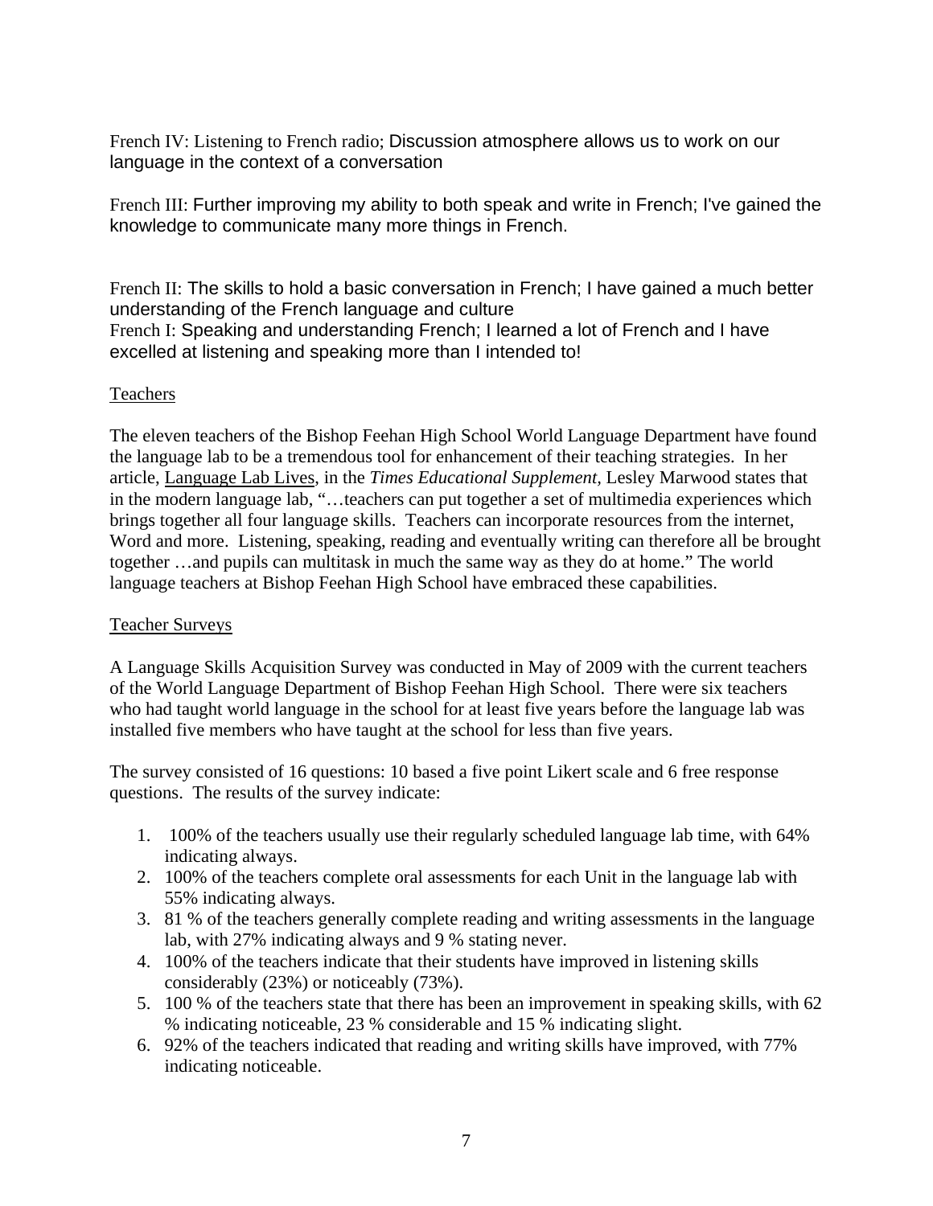French IV: Listening to French radio; Discussion atmosphere allows us to work on our language in the context of a conversation

French III: Further improving my ability to both speak and write in French; I've gained the knowledge to communicate many more things in French.

French II: The skills to hold a basic conversation in French; I have gained a much better understanding of the French language and culture
French I: Speaking and understanding French; I learned a lot of French and I have excelled at listening and speaking more than I intended to!

## Teachers

The eleven teachers of the Bishop Feehan High School World Language Department have found the language lab to be a tremendous tool for enhancement of their teaching strategies. In her article, Language Lab Lives, in the *Times Educational Supplement*, Lesley Marwood states that in the modern language lab, "…teachers can put together a set of multimedia experiences which brings together all four language skills. Teachers can incorporate resources from the internet, Word and more. Listening, speaking, reading and eventually writing can therefore all be brought together …and pupils can multitask in much the same way as they do at home." The world language teachers at Bishop Feehan High School have embraced these capabilities.

## Teacher Surveys

A Language Skills Acquisition Survey was conducted in May of 2009 with the current teachers of the World Language Department of Bishop Feehan High School. There were six teachers who had taught world language in the school for at least five years before the language lab was installed five members who have taught at the school for less than five years.

The survey consisted of 16 questions: 10 based a five point Likert scale and 6 free response questions. The results of the survey indicate:

1. 100% of the teachers usually use their regularly scheduled language lab time, with 64% indicating always.
2. 100% of the teachers complete oral assessments for each Unit in the language lab with 55% indicating always.
3. 81 % of the teachers generally complete reading and writing assessments in the language lab, with 27% indicating always and 9 % stating never.
4. 100% of the teachers indicate that their students have improved in listening skills considerably (23%) or noticeably (73%).
5. 100 % of the teachers state that there has been an improvement in speaking skills, with 62 % indicating noticeable, 23 % considerable and 15 % indicating slight.
6. 92% of the teachers indicated that reading and writing skills have improved, with 77% indicating noticeable.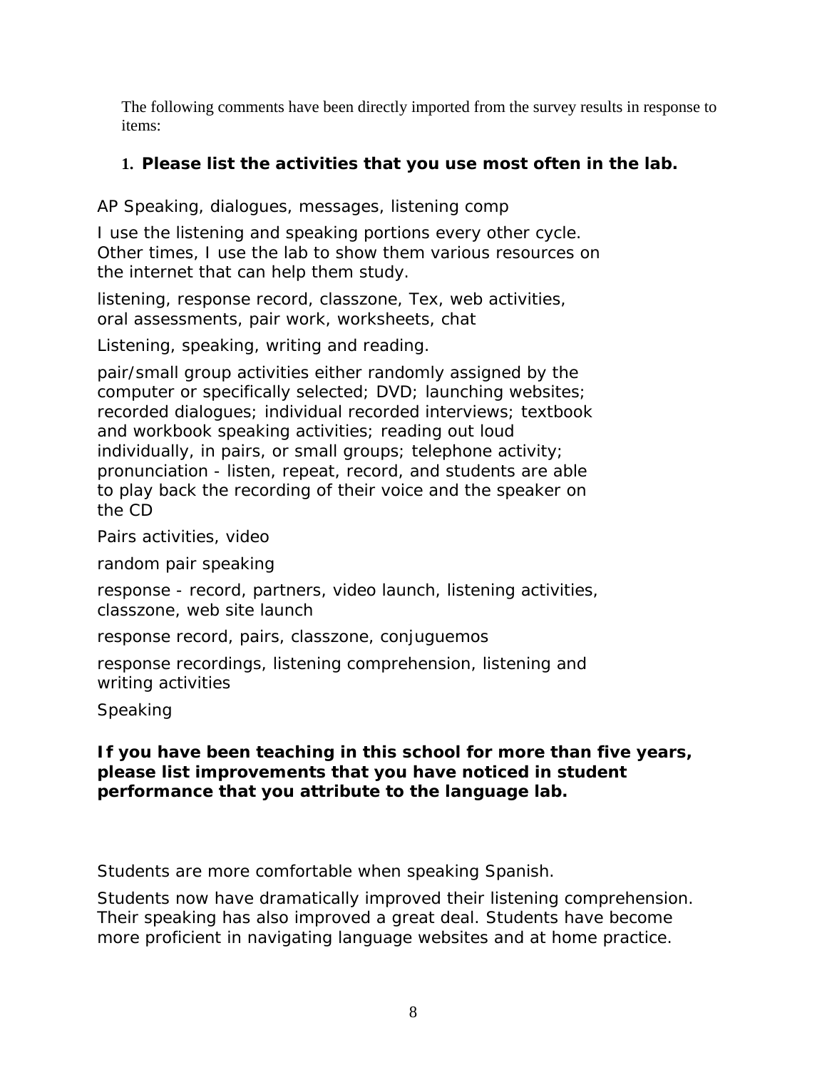The following comments have been directly imported from the survey results in response to items:

1. **Please list the activities that you use most often in the lab.**

AP Speaking, dialogues, messages, listening comp

I use the listening and speaking portions every other cycle. Other times, I use the lab to show them various resources on the internet that can help them study.

listening, response record, classzone, Tex, web activities, oral assessments, pair work, worksheets, chat

Listening, speaking, writing and reading.

pair/small group activities either randomly assigned by the computer or specifically selected; DVD; launching websites; recorded dialogues; individual recorded interviews; textbook and workbook speaking activities; reading out loud individually, in pairs, or small groups; telephone activity; pronunciation - listen, repeat, record, and students are able to play back the recording of their voice and the speaker on the CD

Pairs activities, video

random pair speaking

response - record, partners, video launch, listening activities, classzone, web site launch

response record, pairs, classzone, conjuguemos

response recordings, listening comprehension, listening and writing activities

Speaking

**If you have been teaching in this school for more than five years, please list improvements that you have noticed in student performance that you attribute to the language lab.**

Students are more comfortable when speaking Spanish.

Students now have dramatically improved their listening comprehension. Their speaking has also improved a great deal. Students have become more proficient in navigating language websites and at home practice.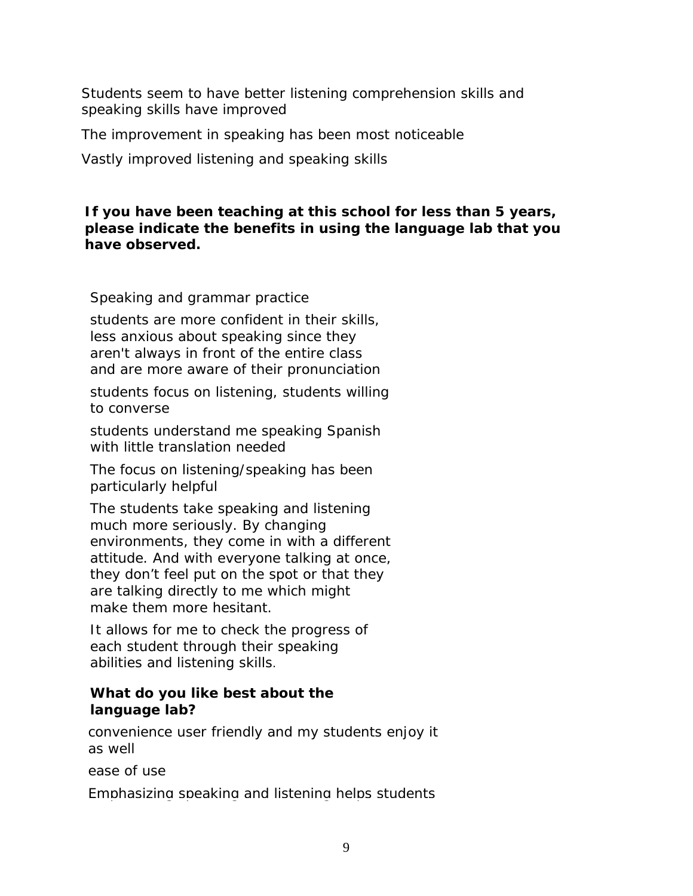Students seem to have better listening comprehension skills and speaking skills have improved

The improvement in speaking has been most noticeable

Vastly improved listening and speaking skills

**If you have been teaching at this school for less than 5 years, please indicate the benefits in using the language lab that you have observed.**

Speaking and grammar practice

students are more confident in their skills, less anxious about speaking since they aren't always in front of the entire class and are more aware of their pronunciation

students focus on listening, students willing to converse

students understand me speaking Spanish with little translation needed

The focus on listening/speaking has been particularly helpful

The students take speaking and listening much more seriously. By changing environments, they come in with a different attitude. And with everyone talking at once, they don't feel put on the spot or that they are talking directly to me which might make them more hesitant.

It allows for me to check the progress of each student through their speaking abilities and listening skills.

**What do you like best about the language lab?**

convenience user friendly and my students enjoy it as well

ease of use

Emphasizing speaking and listening helps students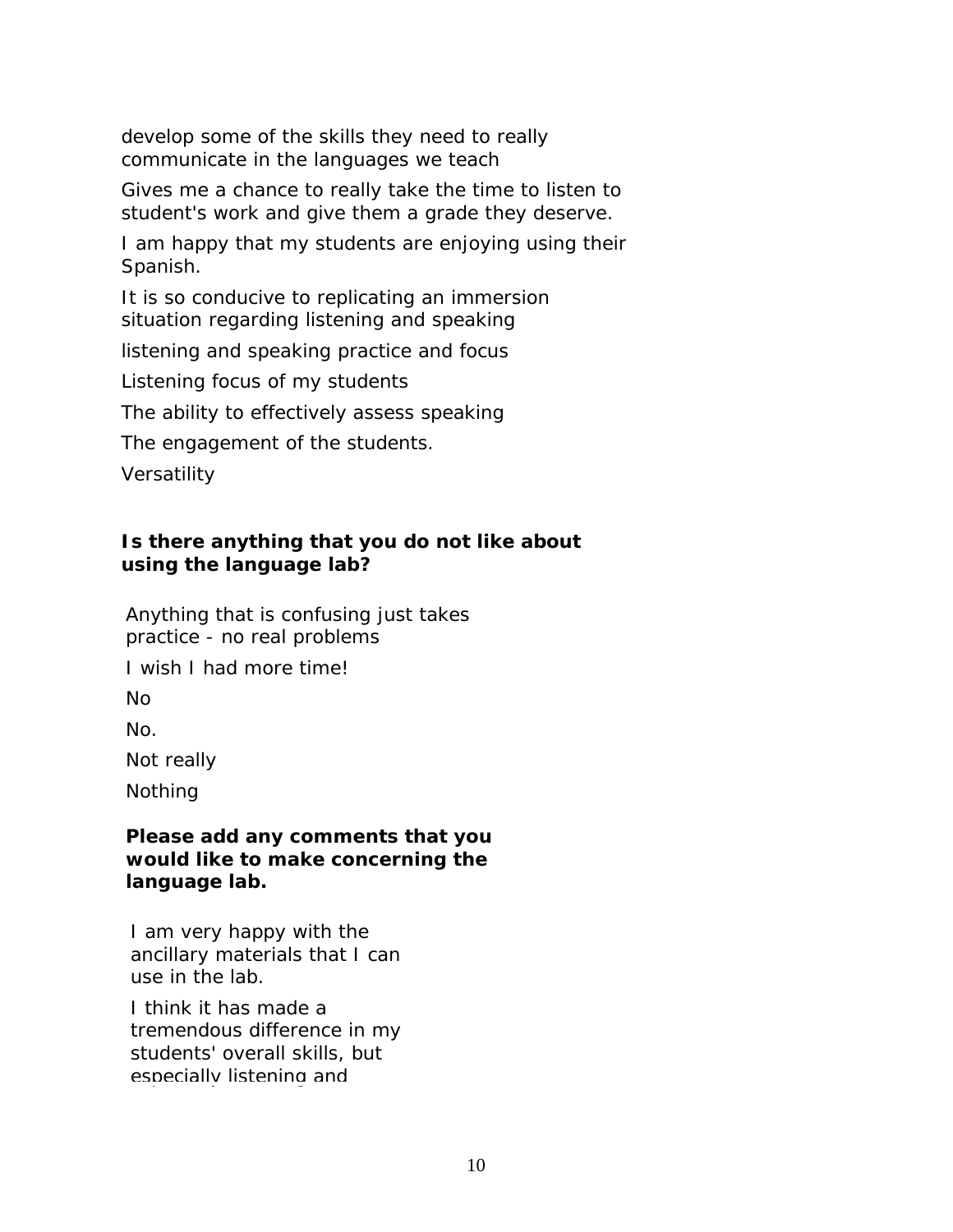develop some of the skills they need to really communicate in the languages we teach

Gives me a chance to really take the time to listen to student's work and give them a grade they deserve.

I am happy that my students are enjoying using their Spanish.

It is so conducive to replicating an immersion situation regarding listening and speaking

listening and speaking practice and focus

Listening focus of my students

The ability to effectively assess speaking

The engagement of the students.

Versatility

**Is there anything that you do not like about using the language lab?**

Anything that is confusing just takes practice - no real problems

I wish I had more time!

No

No.

Not really

Nothing

**Please add any comments that you would like to make concerning the language lab.**

I am very happy with the ancillary materials that I can use in the lab.

I think it has made a tremendous difference in my students' overall skills, but especially listening and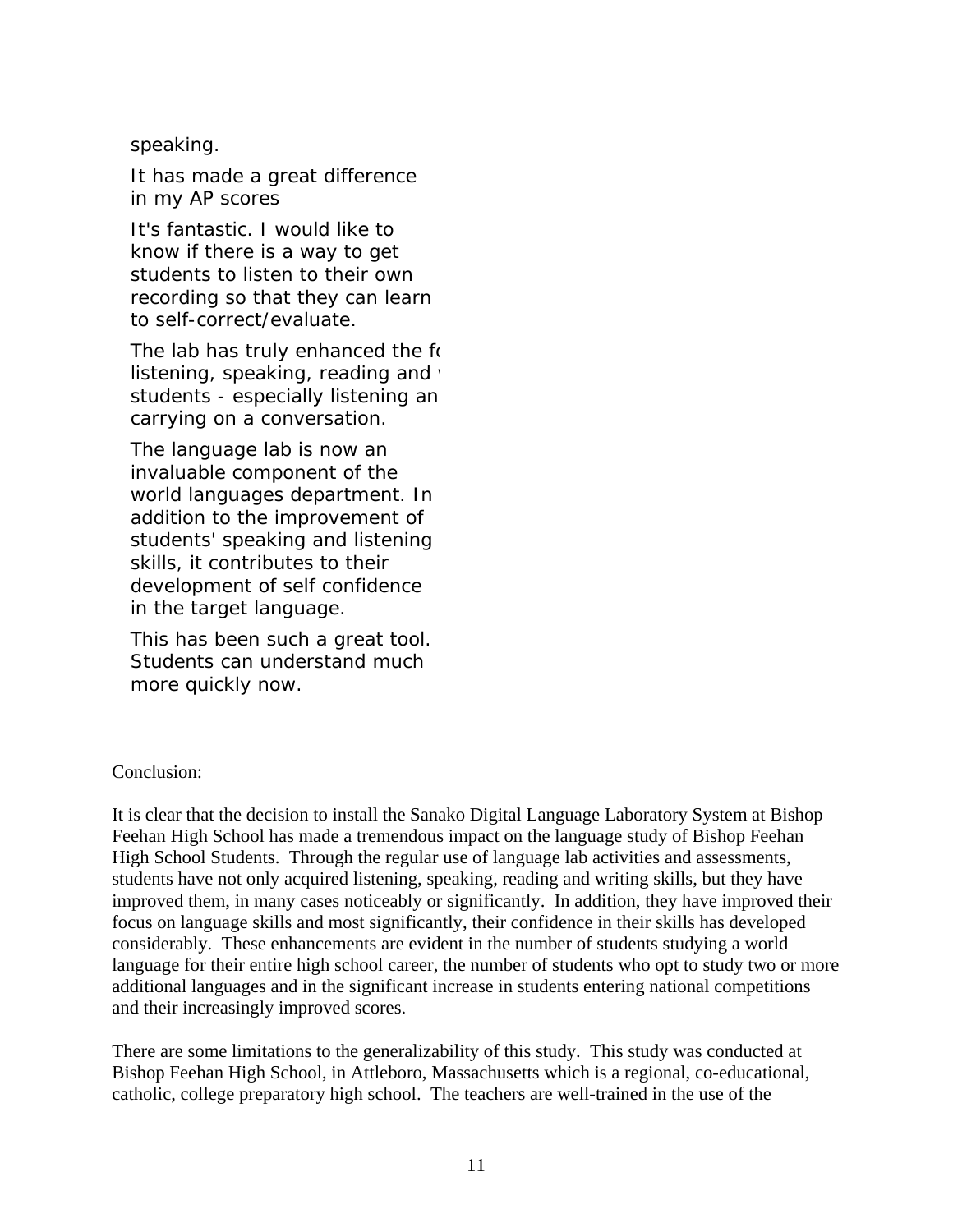speaking.

It has made a great difference in my AP scores

It's fantastic. I would like to know if there is a way to get students to listen to their own recording so that they can learn to self-correct/evaluate.

The lab has truly enhanced the fo listening, speaking, reading and v students - especially listening an carrying on a conversation.

The language lab is now an invaluable component of the world languages department. In addition to the improvement of students' speaking and listening skills, it contributes to their development of self confidence in the target language.

This has been such a great tool. Students can understand much more quickly now.

Conclusion:

It is clear that the decision to install the Sanako Digital Language Laboratory System at Bishop Feehan High School has made a tremendous impact on the language study of Bishop Feehan High School Students. Through the regular use of language lab activities and assessments, students have not only acquired listening, speaking, reading and writing skills, but they have improved them, in many cases noticeably or significantly. In addition, they have improved their focus on language skills and most significantly, their confidence in their skills has developed considerably. These enhancements are evident in the number of students studying a world language for their entire high school career, the number of students who opt to study two or more additional languages and in the significant increase in students entering national competitions and their increasingly improved scores.

There are some limitations to the generalizability of this study. This study was conducted at Bishop Feehan High School, in Attleboro, Massachusetts which is a regional, co-educational, catholic, college preparatory high school. The teachers are well-trained in the use of the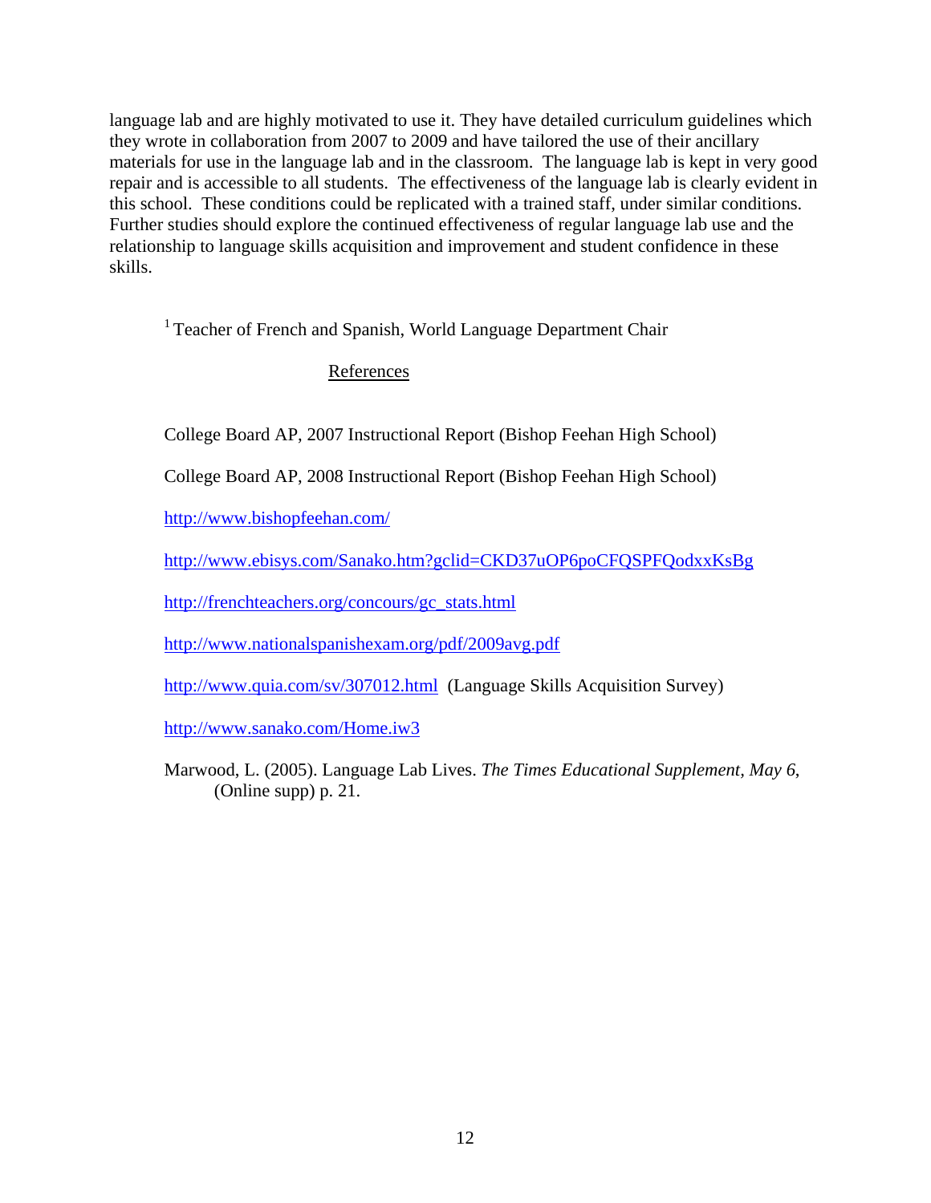language lab and are highly motivated to use it. They have detailed curriculum guidelines which they wrote in collaboration from 2007 to 2009 and have tailored the use of their ancillary materials for use in the language lab and in the classroom. The language lab is kept in very good repair and is accessible to all students. The effectiveness of the language lab is clearly evident in this school. These conditions could be replicated with a trained staff, under similar conditions. Further studies should explore the continued effectiveness of regular language lab use and the relationship to language skills acquisition and improvement and student confidence in these skills.

[1] Teacher of French and Spanish, World Language Department Chair

## References

College Board AP, 2007 Instructional Report (Bishop Feehan High School)

College Board AP, 2008 Instructional Report (Bishop Feehan High School)

http://www.bishopfeehan.com/

http://www.ebisys.com/Sanako.htm?gclid=CKD37uOP6poCFQSPFQodxxKsBg

http://frenchteachers.org/concours/gc_stats.html

http://www.nationalspanishexam.org/pdf/2009avg.pdf

http://www.quia.com/sv/307012.html (Language Skills Acquisition Survey)

http://www.sanako.com/Home.iw3

Marwood, L. (2005). Language Lab Lives. *The Times Educational Supplement*, *May 6*, (Online supp) p. 21.